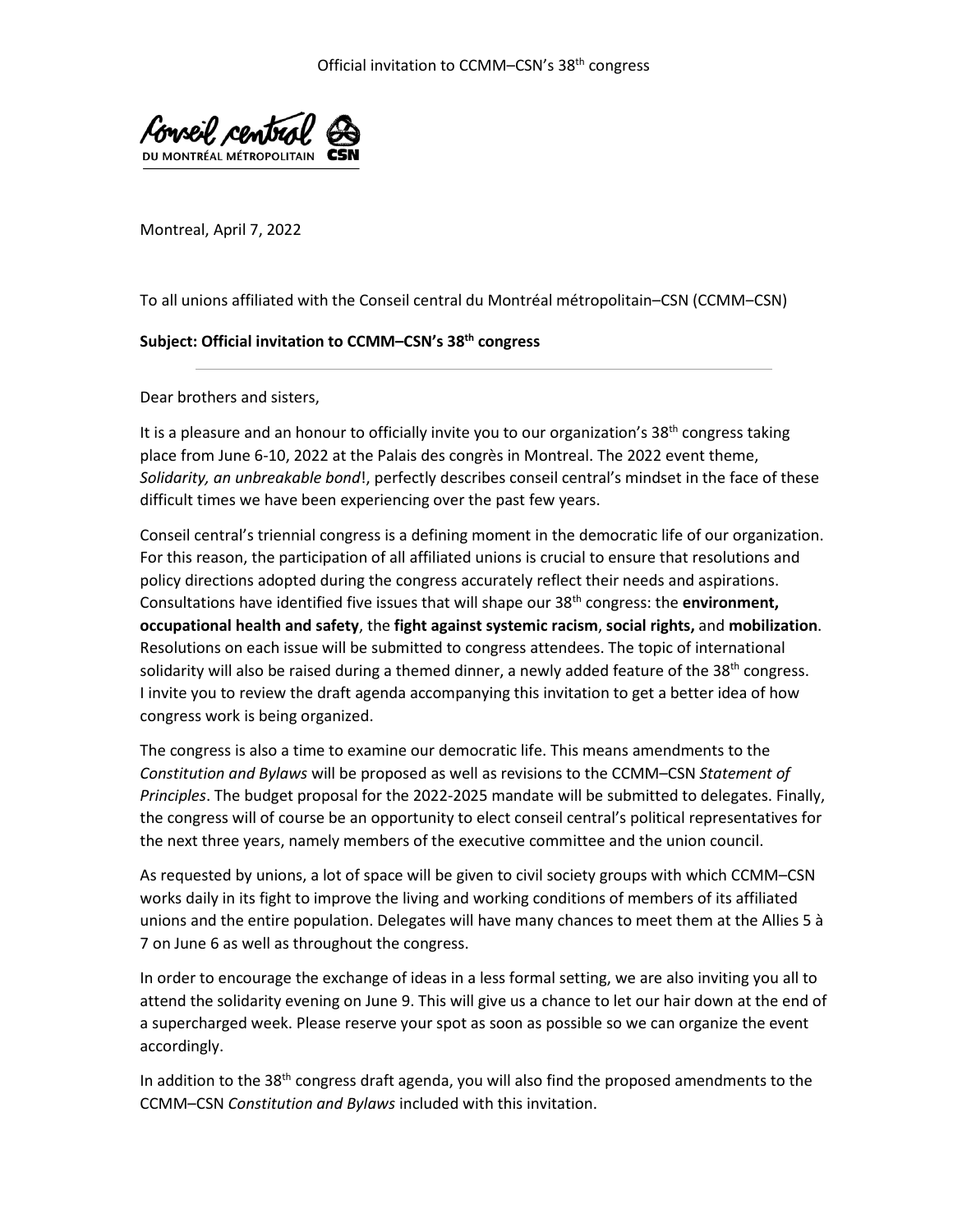Conseil central
DU MONTRÉAL MÉTROPOLITAIN CSN

Montreal, April 7, 2022

To all unions affiliated with the Conseil central du Montréal métropolitain–CSN (CCMM–CSN)

**Subject: Official invitation to CCMM–CSN's 38th congress**

---

Dear brothers and sisters,

It is a pleasure and an honour to officially invite you to our organization's 38th congress taking place from June 6-10, 2022 at the Palais des congrès in Montreal. The 2022 event theme, *Solidarity, an unbreakable bond*!, perfectly describes conseil central's mindset in the face of these difficult times we have been experiencing over the past few years.

Conseil central's triennial congress is a defining moment in the democratic life of our organization. For this reason, the participation of all affiliated unions is crucial to ensure that resolutions and policy directions adopted during the congress accurately reflect their needs and aspirations. Consultations have identified five issues that will shape our 38th congress: the **environment, occupational health and safety**, the **fight against systemic racism**, **social rights,** and **mobilization**. Resolutions on each issue will be submitted to congress attendees. The topic of international solidarity will also be raised during a themed dinner, a newly added feature of the 38th congress. I invite you to review the draft agenda accompanying this invitation to get a better idea of how congress work is being organized.

The congress is also a time to examine our democratic life. This means amendments to the *Constitution and Bylaws* will be proposed as well as revisions to the CCMM–CSN *Statement of Principles*. The budget proposal for the 2022-2025 mandate will be submitted to delegates. Finally, the congress will of course be an opportunity to elect conseil central's political representatives for the next three years, namely members of the executive committee and the union council.

As requested by unions, a lot of space will be given to civil society groups with which CCMM–CSN works daily in its fight to improve the living and working conditions of members of its affiliated unions and the entire population. Delegates will have many chances to meet them at the Allies 5 à 7 on June 6 as well as throughout the congress.

In order to encourage the exchange of ideas in a less formal setting, we are also inviting you all to attend the solidarity evening on June 9. This will give us a chance to let our hair down at the end of a supercharged week. Please reserve your spot as soon as possible so we can organize the event accordingly.

In addition to the 38th congress draft agenda, you will also find the proposed amendments to the CCMM–CSN *Constitution and Bylaws* included with this invitation.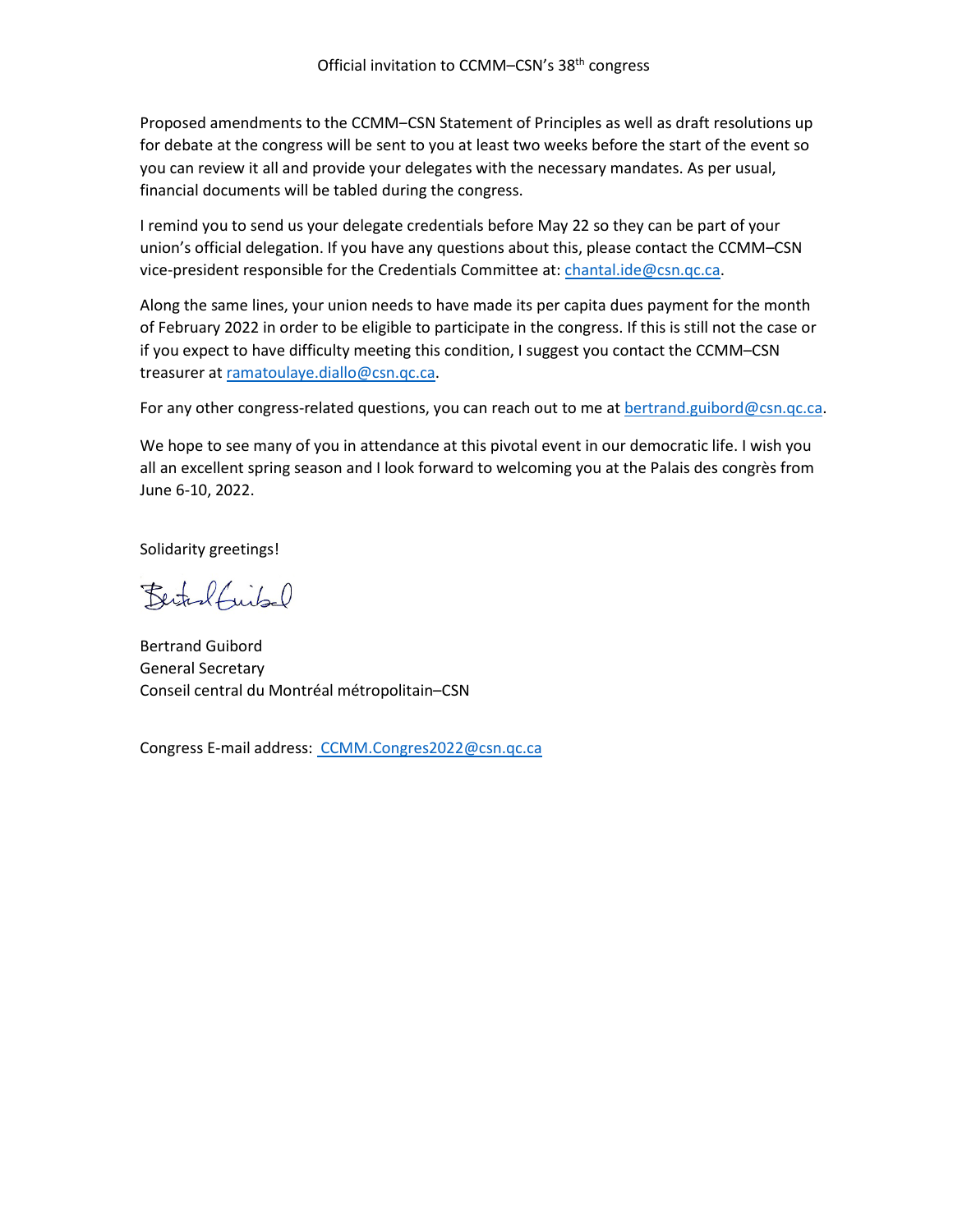Proposed amendments to the CCMM–CSN Statement of Principles as well as draft resolutions up for debate at the congress will be sent to you at least two weeks before the start of the event so you can review it all and provide your delegates with the necessary mandates. As per usual, financial documents will be tabled during the congress.

I remind you to send us your delegate credentials before May 22 so they can be part of your union's official delegation. If you have any questions about this, please contact the CCMM–CSN vice-president responsible for the Credentials Committee at: chantal.ide@csn.qc.ca.

Along the same lines, your union needs to have made its per capita dues payment for the month of February 2022 in order to be eligible to participate in the congress. If this is still not the case or if you expect to have difficulty meeting this condition, I suggest you contact the CCMM–CSN treasurer at ramatoulaye.diallo@csn.qc.ca.

For any other congress-related questions, you can reach out to me at bertrand.guibord@csn.qc.ca.

We hope to see many of you in attendance at this pivotal event in our democratic life. I wish you all an excellent spring season and I look forward to welcoming you at the Palais des congrès from June 6-10, 2022.

Solidarity greetings!

Bertrand Guibord
General Secretary
Conseil central du Montréal métropolitain–CSN

Congress E-mail address: CCMM.Congres2022@csn.qc.ca